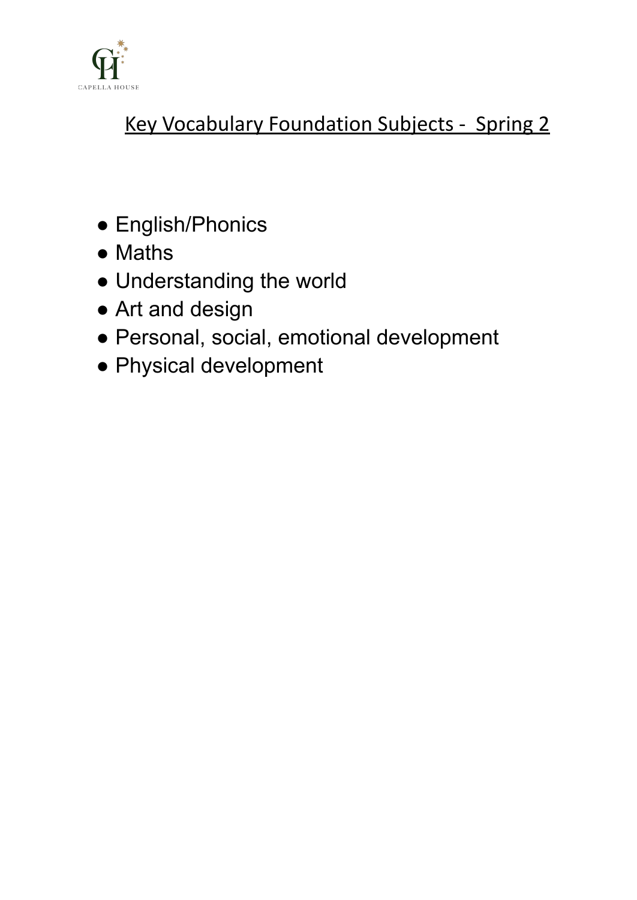CAPELLA HOUSE

# Key Vocabulary Foundation Subjects - Spring 2

- English/Phonics
- Maths
- Understanding the world
- Art and design
- Personal, social, emotional development
- Physical development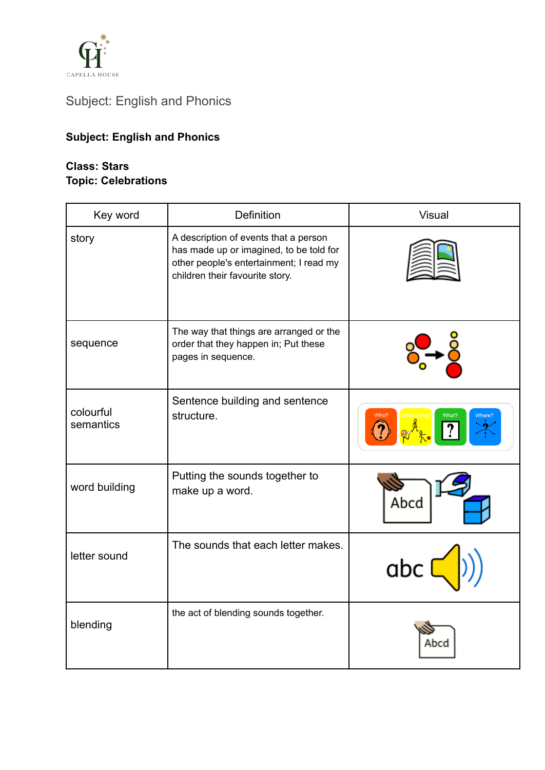Subject: English and Phonics

**Subject: English and Phonics**

**Class: Stars**
**Topic: Celebrations**

| Key word | Definition | Visual |
|---|---|---|
| story | A description of events that a person has made up or imagined, to be told for other people's entertainment; I read my children their favourite story. | |
| sequence | The way that things are arranged or the order that they happen in; Put these pages in sequence. | |
| colourful semantics | Sentence building and sentence structure. | |
| word building | Putting the sounds together to make up a word. | |
| letter sound | The sounds that each letter makes. | |
| blending | the act of blending sounds together. | |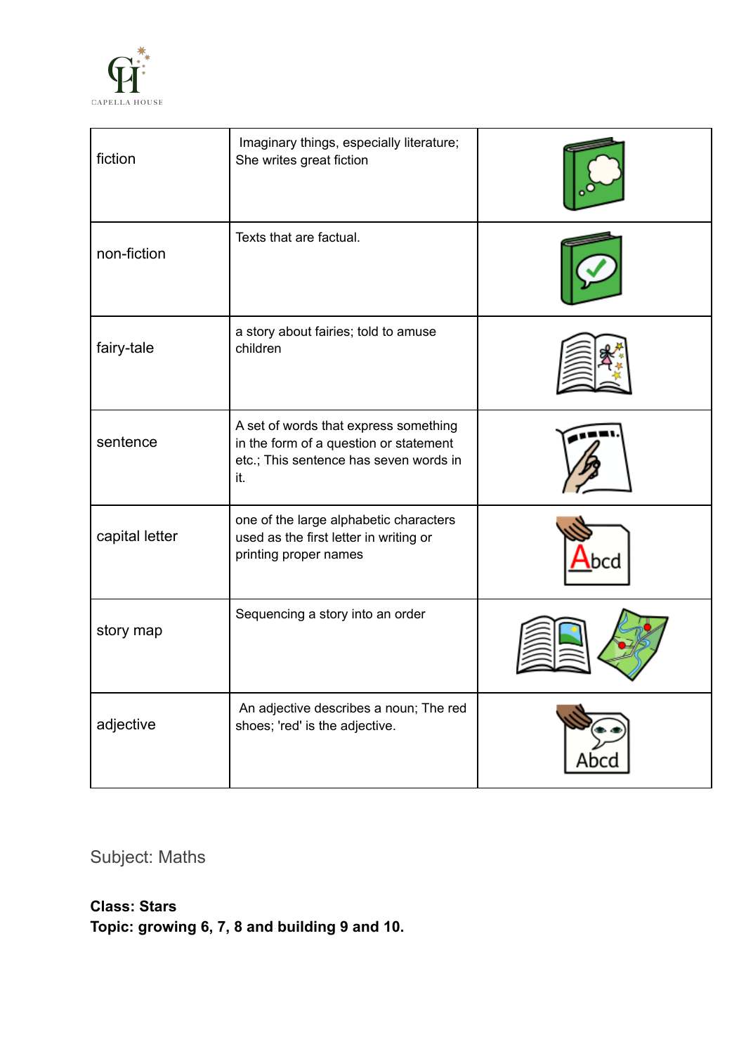| fiction | Imaginary things, especially literature; She writes great fiction | |
|---|---|---|
| non-fiction | Texts that are factual. | |
| fairy-tale | a story about fairies; told to amuse children | |
| sentence | A set of words that express something in the form of a question or statement etc.; This sentence has seven words in it. | |
| capital letter | one of the large alphabetic characters used as the first letter in writing or printing proper names | |
| story map | Sequencing a story into an order | |
| adjective | An adjective describes a noun; The red shoes; 'red' is the adjective. | |

Subject: Maths

**Class: Stars**
**Topic: growing 6, 7, 8 and building 9 and 10.**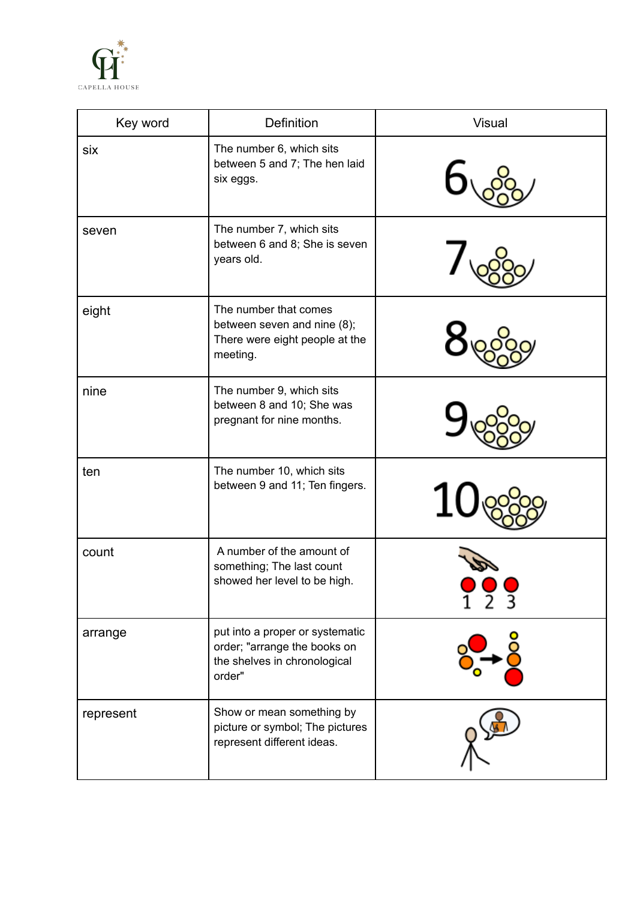| Key word | Definition | Visual |
|---|---|---|
| six | The number 6, which sits between 5 and 7; The hen laid six eggs. | 6 |
| seven | The number 7, which sits between 6 and 8; She is seven years old. | 7 |
| eight | The number that comes between seven and nine (8); There were eight people at the meeting. | 8 |
| nine | The number 9, which sits between 8 and 10; She was pregnant for nine months. | 9 |
| ten | The number 10, which sits between 9 and 11; Ten fingers. | 10 |
| count | A number of the amount of something; The last count showed her level to be high. | 1 2 3 |
| arrange | put into a proper or systematic order; "arrange the books on the shelves in chronological order" | |
| represent | Show or mean something by picture or symbol; The pictures represent different ideas. | |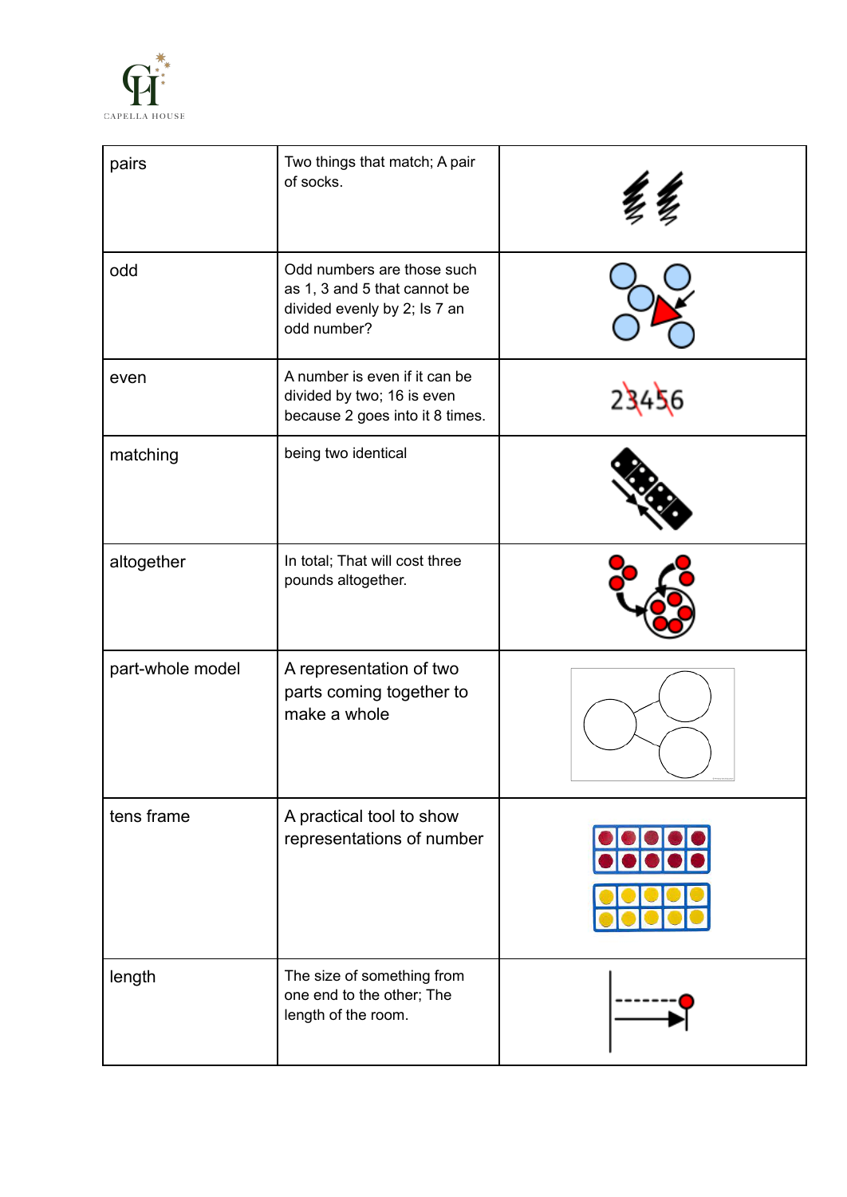| | | |
|---|---|---|
| pairs | Two things that match; A pair of socks. | |
| odd | Odd numbers are those such as 1, 3 and 5 that cannot be divided evenly by 2; Is 7 an odd number? | |
| even | A number is even if it can be divided by two; 16 is even because 2 goes into it 8 times. | |
| matching | being two identical | |
| altogether | In total; That will cost three pounds altogether. | |
| part-whole model | A representation of two parts coming together to make a whole | |
| tens frame | A practical tool to show representations of number | |
| length | The size of something from one end to the other; The length of the room. | |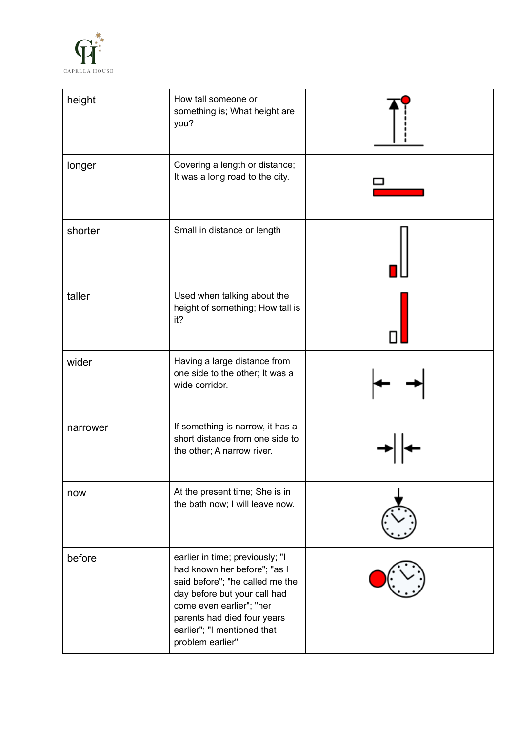| | | |
|---|---|---|
| height | How tall someone or something is; What height are you? | |
| longer | Covering a length or distance; It was a long road to the city. | |
| shorter | Small in distance or length | |
| taller | Used when talking about the height of something; How tall is it? | |
| wider | Having a large distance from one side to the other; It was a wide corridor. | |
| narrower | If something is narrow, it has a short distance from one side to the other; A narrow river. | |
| now | At the present time; She is in the bath now; I will leave now. | |
| before | earlier in time; previously; "I had known her before"; "as I said before"; "he called me the day before but your call had come even earlier"; "her parents had died four years earlier"; "I mentioned that problem earlier" | |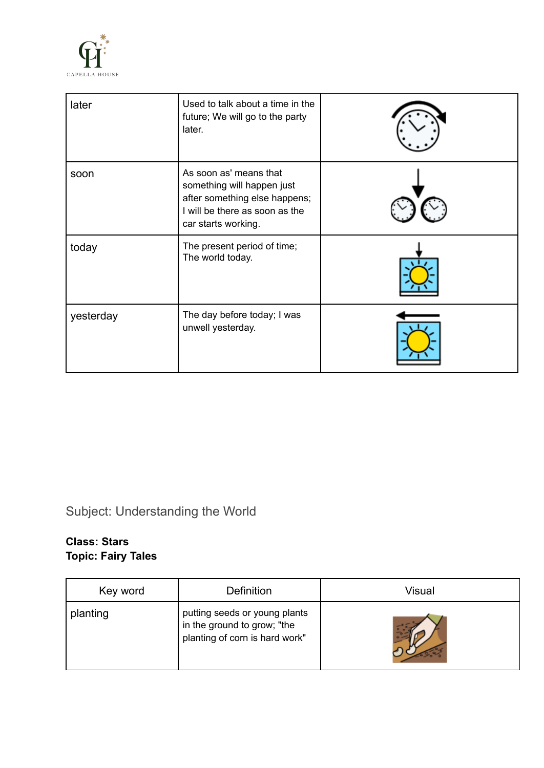| later | Used to talk about a time in the future; We will go to the party later. | |
|---|---|---|
| soon | As soon as' means that something will happen just after something else happens; I will be there as soon as the car starts working. | |
| today | The present period of time; The world today. | |
| yesterday | The day before today; I was unwell yesterday. | |

Subject: Understanding the World

**Class: Stars**
**Topic: Fairy Tales**

| Key word | Definition | Visual |
|---|---|---|
| planting | putting seeds or young plants in the ground to grow; "the planting of corn is hard work" | |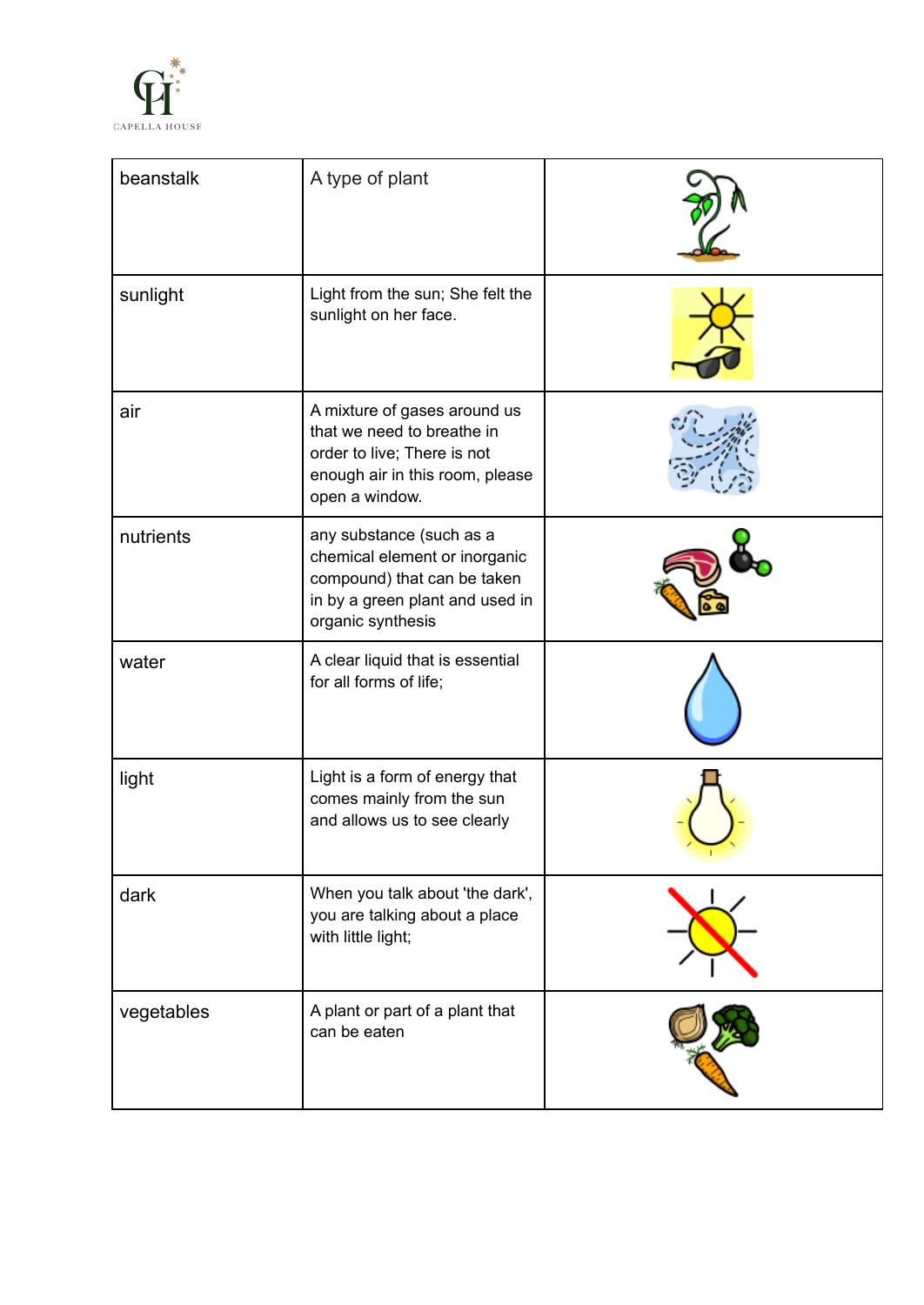| beanstalk | A type of plant | |
|---|---|---|
| sunlight | Light from the sun; She felt the sunlight on her face. | |
| air | A mixture of gases around us that we need to breathe in order to live; There is not enough air in this room, please open a window. | |
| nutrients | any substance (such as a chemical element or inorganic compound) that can be taken in by a green plant and used in organic synthesis | |
| water | A clear liquid that is essential for all forms of life; | |
| light | Light is a form of energy that comes mainly from the sun and allows us to see clearly | |
| dark | When you talk about 'the dark', you are talking about a place with little light; | |
| vegetables | A plant or part of a plant that can be eaten | |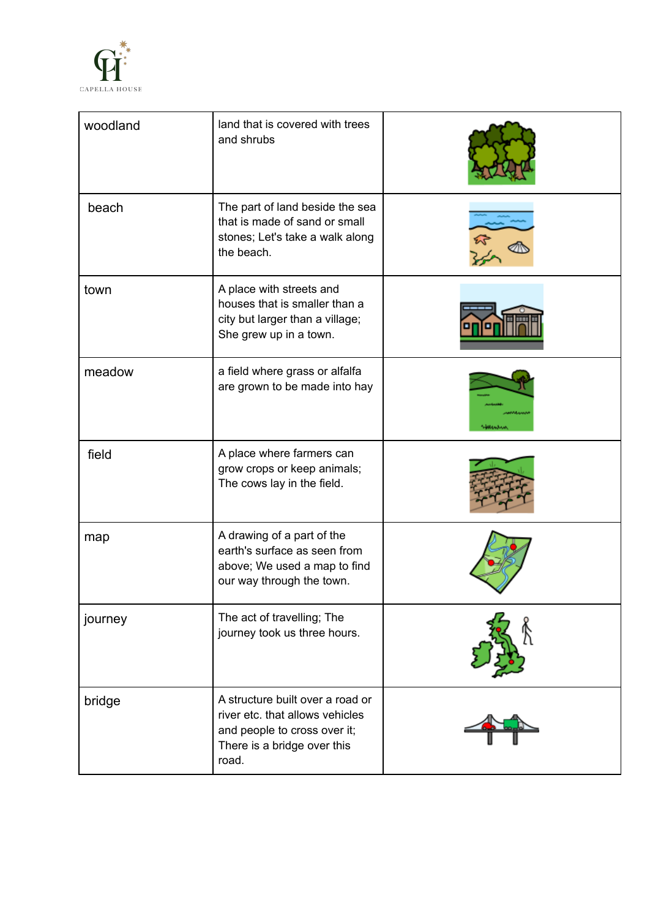| woodland | land that is covered with trees and shrubs | |
|---|---|---|
| beach | The part of land beside the sea that is made of sand or small stones; Let's take a walk along the beach. | |
| town | A place with streets and houses that is smaller than a city but larger than a village; She grew up in a town. | |
| meadow | a field where grass or alfalfa are grown to be made into hay | |
| field | A place where farmers can grow crops or keep animals; The cows lay in the field. | |
| map | A drawing of a part of the earth's surface as seen from above; We used a map to find our way through the town. | |
| journey | The act of travelling; The journey took us three hours. | |
| bridge | A structure built over a road or river etc. that allows vehicles and people to cross over it; There is a bridge over this road. | |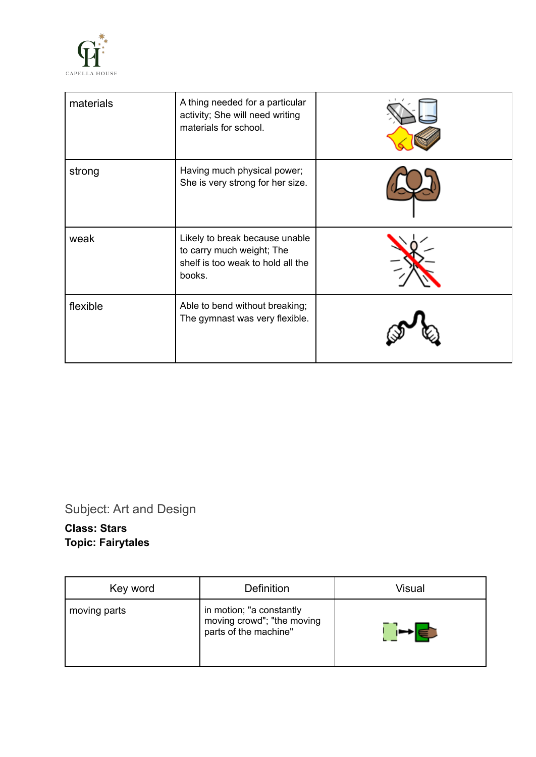| | | |
|---|---|---|
| materials | A thing needed for a particular activity; She will need writing materials for school. | |
| strong | Having much physical power; She is very strong for her size. | |
| weak | Likely to break because unable to carry much weight; The shelf is too weak to hold all the books. | |
| flexible | Able to bend without breaking; The gymnast was very flexible. | |

Subject: Art and Design

**Class: Stars**
**Topic: Fairytales**

| Key word | Definition | Visual |
|---|---|---|
| moving parts | in motion; "a constantly moving crowd"; "the moving parts of the machine" | |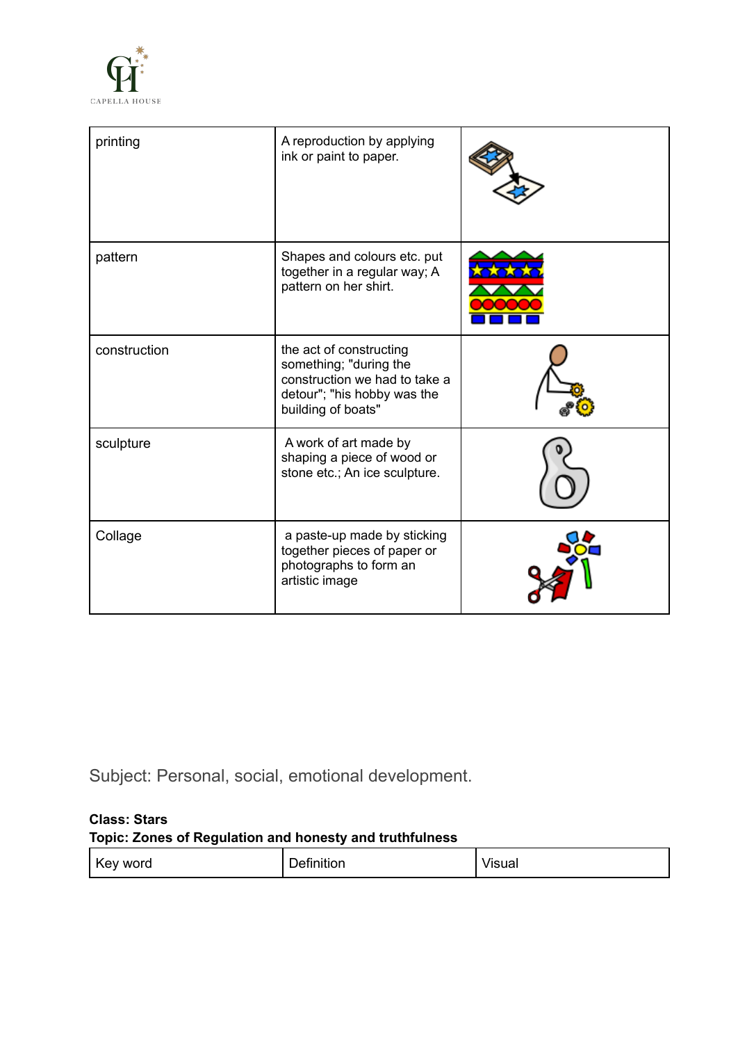| printing | A reproduction by applying ink or paint to paper. | |
|---|---|---|
| pattern | Shapes and colours etc. put together in a regular way; A pattern on her shirt. | |
| construction | the act of constructing something; "during the construction we had to take a detour"; "his hobby was the building of boats" | |
| sculpture | A work of art made by shaping a piece of wood or stone etc.; An ice sculpture. | |
| Collage | a paste-up made by sticking together pieces of paper or photographs to form an artistic image | |

Subject: Personal, social, emotional development.

**Class: Stars**
**Topic: Zones of Regulation and honesty and truthfulness**

| Key word | Definition | Visual |
|---|---|---|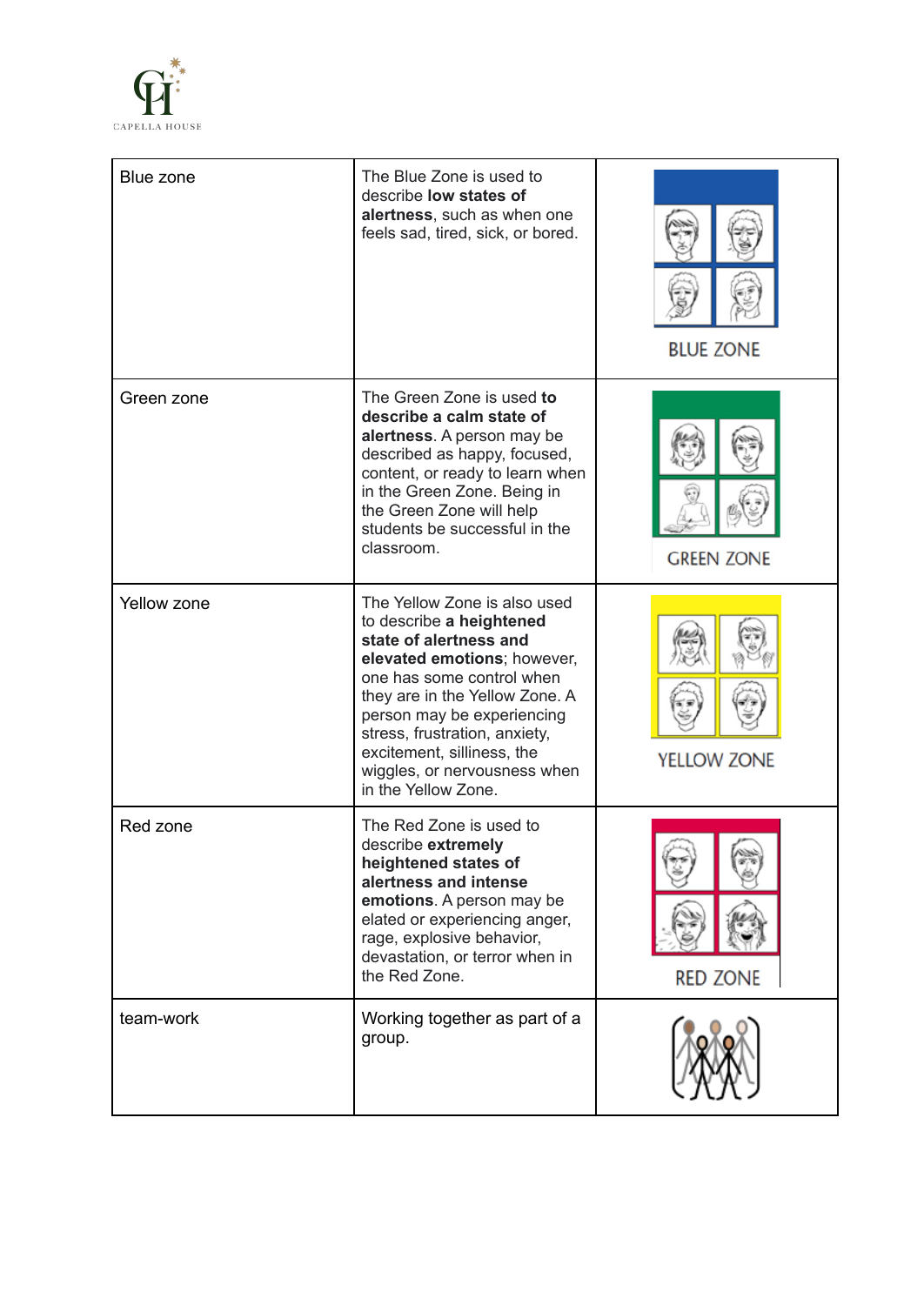| | | |
|---|---|---|
| Blue zone | The Blue Zone is used to describe **low states of alertness**, such as when one feels sad, tired, sick, or bored. | BLUE ZONE |
| Green zone | The Green Zone is used **to describe a calm state of alertness**. A person may be described as happy, focused, content, or ready to learn when in the Green Zone. Being in the Green Zone will help students be successful in the classroom. | GREEN ZONE |
| Yellow zone | The Yellow Zone is also used to describe **a heightened state of alertness and elevated emotions**; however, one has some control when they are in the Yellow Zone. A person may be experiencing stress, frustration, anxiety, excitement, silliness, the wiggles, or nervousness when in the Yellow Zone. | YELLOW ZONE |
| Red zone | The Red Zone is used to describe **extremely heightened states of alertness and intense emotions**. A person may be elated or experiencing anger, rage, explosive behavior, devastation, or terror when in the Red Zone. | RED ZONE |
| team-work | Working together as part of a group. | |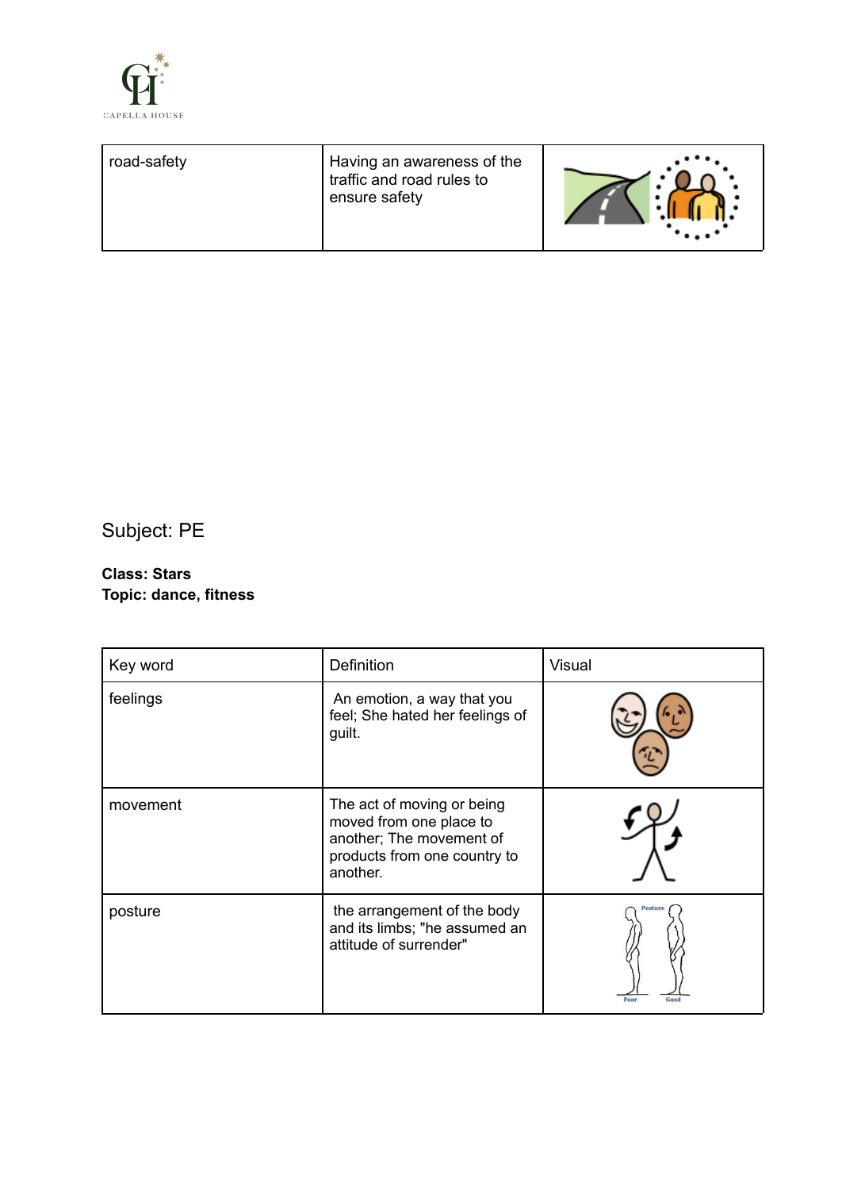| road-safety | Having an awareness of the traffic and road rules to ensure safety | |
|---|---|---|

Subject: PE

**Class: Stars**
**Topic: dance, fitness**

| Key word | Definition | Visual |
|---|---|---|
| feelings | An emotion, a way that you feel; She hated her feelings of guilt. | |
| movement | The act of moving or being moved from one place to another; The movement of products from one country to another. | |
| posture | the arrangement of the body and its limbs; "he assumed an attitude of surrender" | |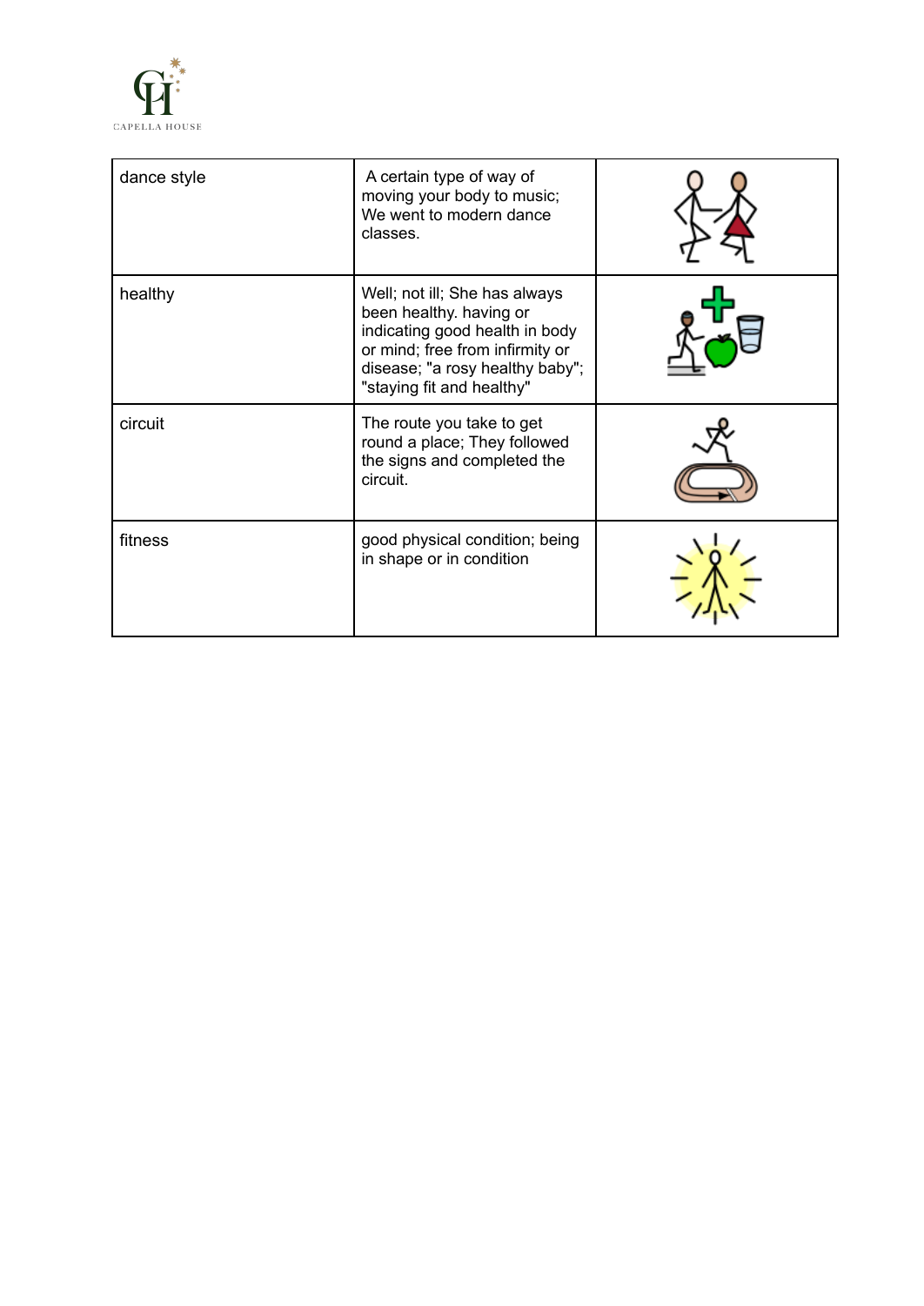| | | |
|---|---|---|
| dance style | A certain type of way of moving your body to music; We went to modern dance classes. | |
| healthy | Well; not ill; She has always been healthy. having or indicating good health in body or mind; free from infirmity or disease; "a rosy healthy baby"; "staying fit and healthy" | |
| circuit | The route you take to get round a place; They followed the signs and completed the circuit. | |
| fitness | good physical condition; being in shape or in condition | |